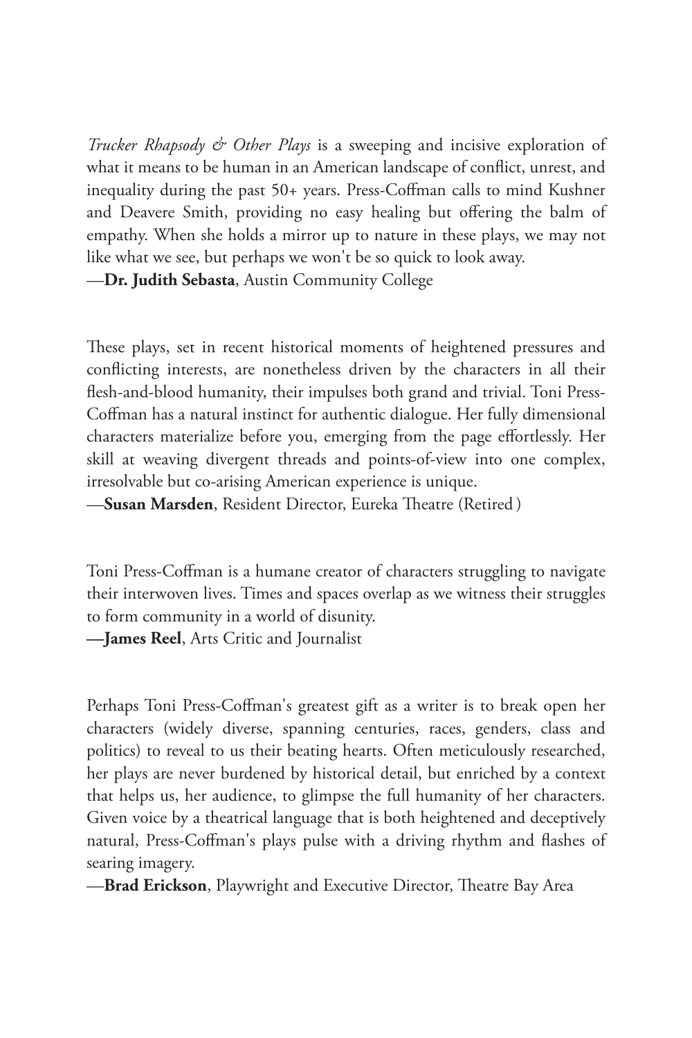*Trucker Rhapsody & Other Plays* is a sweeping and incisive exploration of what it means to be human in an American landscape of conflict, unrest, and inequality during the past 50+ years. Press-Coffman calls to mind Kushner and Deavere Smith, providing no easy healing but offering the balm of empathy. When she holds a mirror up to nature in these plays, we may not like what we see, but perhaps we won't be so quick to look away.
—**Dr. Judith Sebasta**, Austin Community College

These plays, set in recent historical moments of heightened pressures and conflicting interests, are nonetheless driven by the characters in all their flesh-and-blood humanity, their impulses both grand and trivial. Toni Press-Coffman has a natural instinct for authentic dialogue. Her fully dimensional characters materialize before you, emerging from the page effortlessly. Her skill at weaving divergent threads and points-of-view into one complex, irresolvable but co-arising American experience is unique.
—**Susan Marsden**, Resident Director, Eureka Theatre (Retired)

Toni Press-Coffman is a humane creator of characters struggling to navigate their interwoven lives. Times and spaces overlap as we witness their struggles to form community in a world of disunity.
**—James Reel**, Arts Critic and Journalist

Perhaps Toni Press-Coffman's greatest gift as a writer is to break open her characters (widely diverse, spanning centuries, races, genders, class and politics) to reveal to us their beating hearts. Often meticulously researched, her plays are never burdened by historical detail, but enriched by a context that helps us, her audience, to glimpse the full humanity of her characters. Given voice by a theatrical language that is both heightened and deceptively natural, Press-Coffman's plays pulse with a driving rhythm and flashes of searing imagery.
—**Brad Erickson**, Playwright and Executive Director, Theatre Bay Area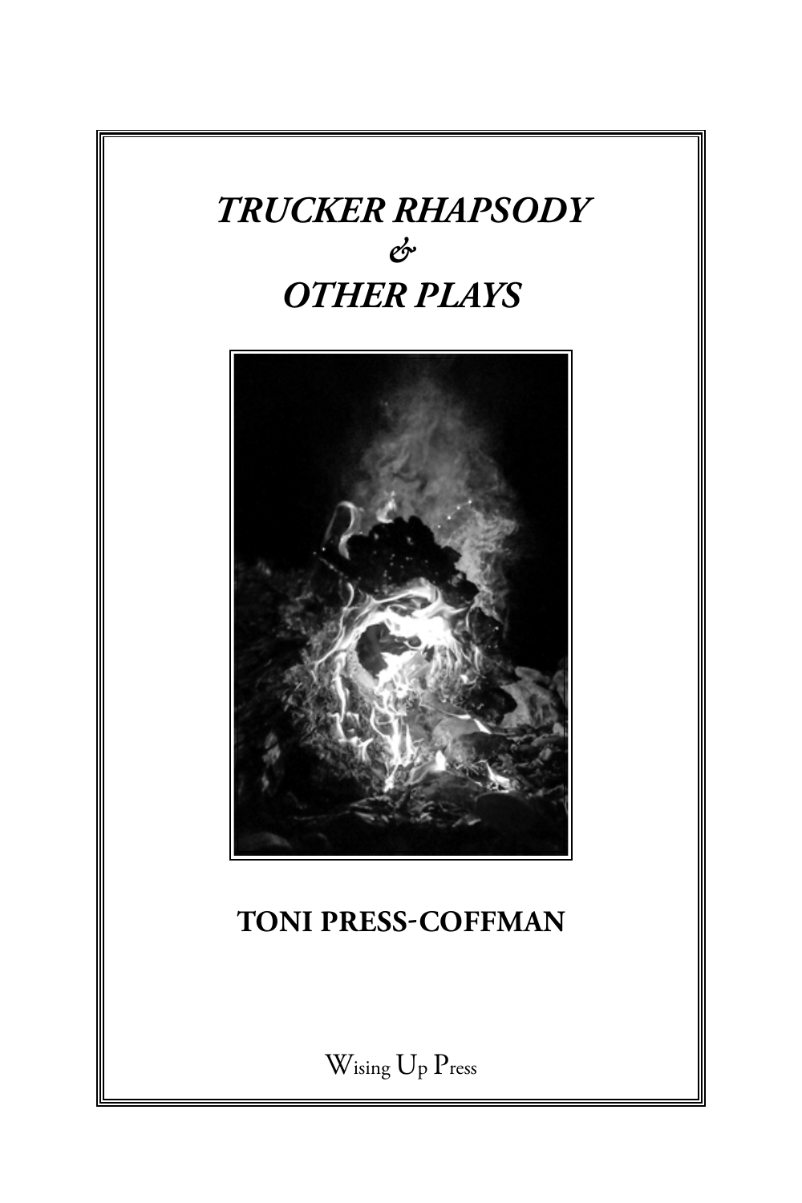# *TRUCKER RHAPSODY*
# *&*
# *OTHER PLAYS*

**TONI PRESS-COFFMAN**

Wising Up Press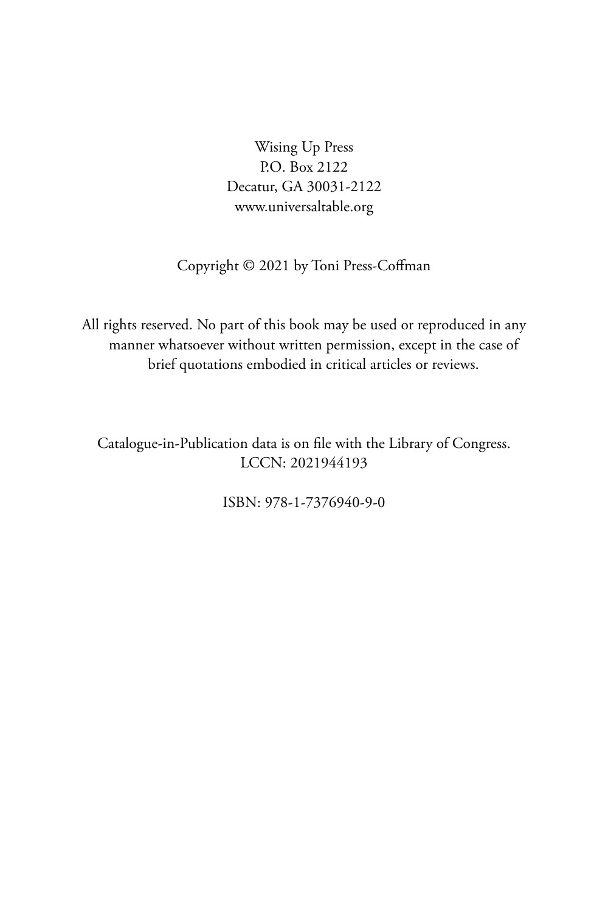Wising Up Press
P.O. Box 2122
Decatur, GA 30031-2122
www.universaltable.org

Copyright © 2021 by Toni Press-Coffman

All rights reserved. No part of this book may be used or reproduced in any manner whatsoever without written permission, except in the case of brief quotations embodied in critical articles or reviews.

Catalogue-in-Publication data is on file with the Library of Congress.
LCCN: 2021944193

ISBN: 978-1-7376940-9-0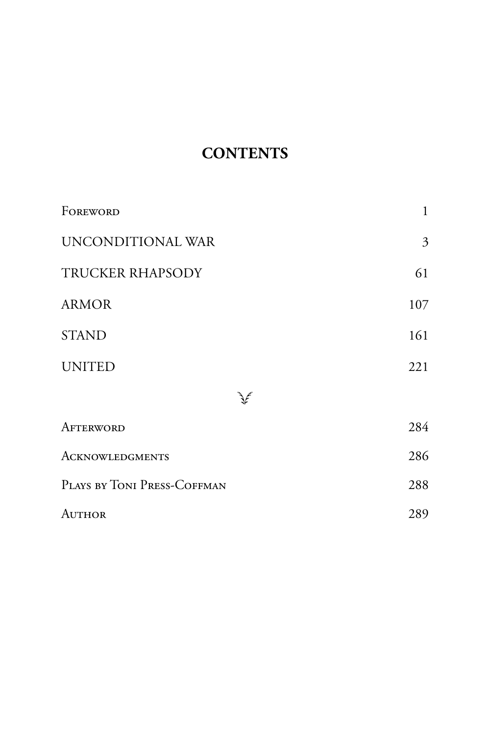# CONTENTS

| | |
|---|---|
| Foreword | 1 |
| UNCONDITIONAL WAR | 3 |
| TRUCKER RHAPSODY | 61 |
| ARMOR | 107 |
| STAND | 161 |
| UNITED | 221 |
| Afterword | 284 |
| Acknowledgments | 286 |
| Plays by Toni Press-Coffman | 288 |
| Author | 289 |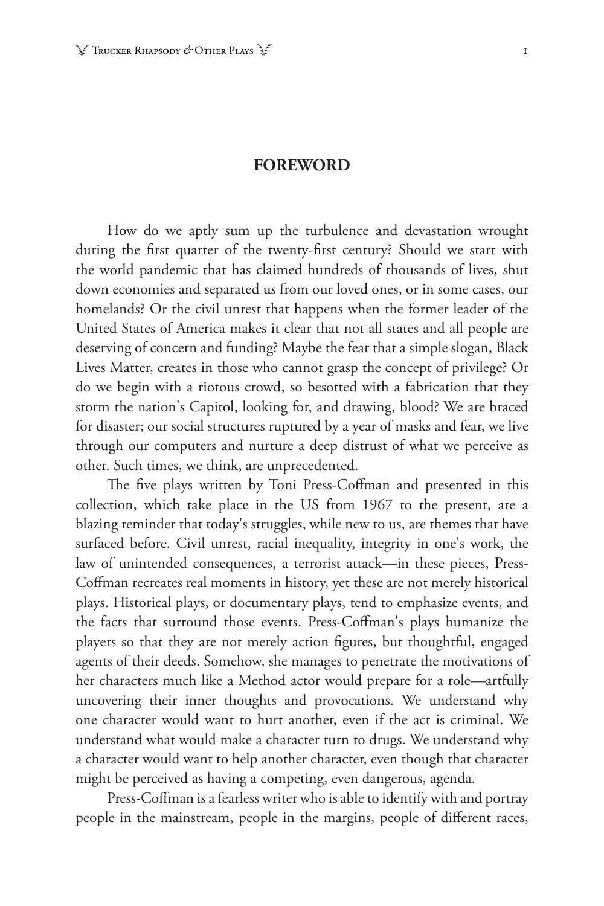## FOREWORD

How do we aptly sum up the turbulence and devastation wrought during the first quarter of the twenty-first century? Should we start with the world pandemic that has claimed hundreds of thousands of lives, shut down economies and separated us from our loved ones, or in some cases, our homelands? Or the civil unrest that happens when the former leader of the United States of America makes it clear that not all states and all people are deserving of concern and funding? Maybe the fear that a simple slogan, Black Lives Matter, creates in those who cannot grasp the concept of privilege? Or do we begin with a riotous crowd, so besotted with a fabrication that they storm the nation's Capitol, looking for, and drawing, blood? We are braced for disaster; our social structures ruptured by a year of masks and fear, we live through our computers and nurture a deep distrust of what we perceive as other. Such times, we think, are unprecedented.

The five plays written by Toni Press-Coffman and presented in this collection, which take place in the US from 1967 to the present, are a blazing reminder that today's struggles, while new to us, are themes that have surfaced before. Civil unrest, racial inequality, integrity in one's work, the law of unintended consequences, a terrorist attack—in these pieces, Press-Coffman recreates real moments in history, yet these are not merely historical plays. Historical plays, or documentary plays, tend to emphasize events, and the facts that surround those events. Press-Coffman's plays humanize the players so that they are not merely action figures, but thoughtful, engaged agents of their deeds. Somehow, she manages to penetrate the motivations of her characters much like a Method actor would prepare for a role—artfully uncovering their inner thoughts and provocations. We understand why one character would want to hurt another, even if the act is criminal. We understand what would make a character turn to drugs. We understand why a character would want to help another character, even though that character might be perceived as having a competing, even dangerous, agenda.

Press-Coffman is a fearless writer who is able to identify with and portray people in the mainstream, people in the margins, people of different races,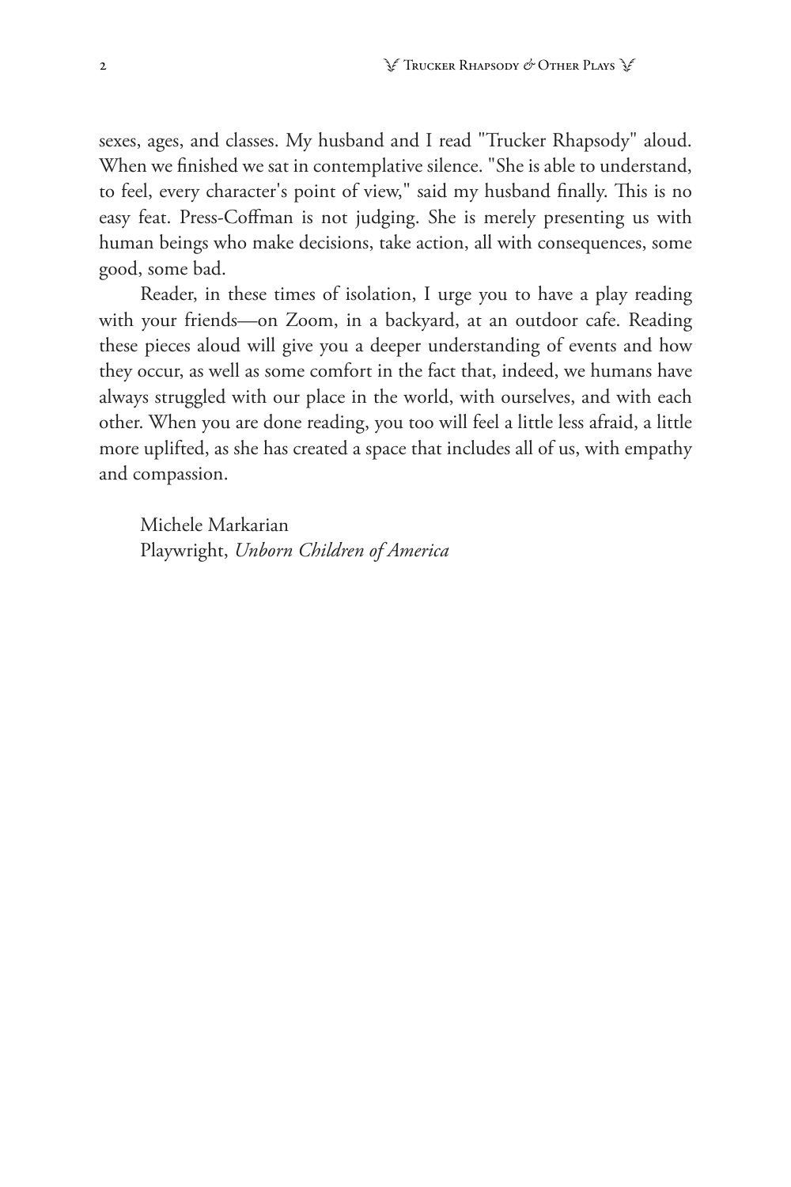sexes, ages, and classes. My husband and I read "Trucker Rhapsody" aloud. When we finished we sat in contemplative silence. "She is able to understand, to feel, every character's point of view," said my husband finally. This is no easy feat. Press-Coffman is not judging. She is merely presenting us with human beings who make decisions, take action, all with consequences, some good, some bad.

Reader, in these times of isolation, I urge you to have a play reading with your friends—on Zoom, in a backyard, at an outdoor cafe. Reading these pieces aloud will give you a deeper understanding of events and how they occur, as well as some comfort in the fact that, indeed, we humans have always struggled with our place in the world, with ourselves, and with each other. When you are done reading, you too will feel a little less afraid, a little more uplifted, as she has created a space that includes all of us, with empathy and compassion.

Michele Markarian
Playwright, *Unborn Children of America*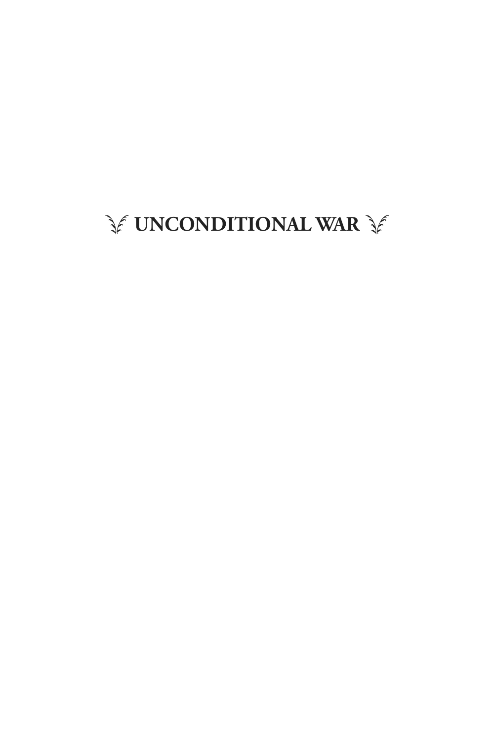# UNCONDITIONAL WAR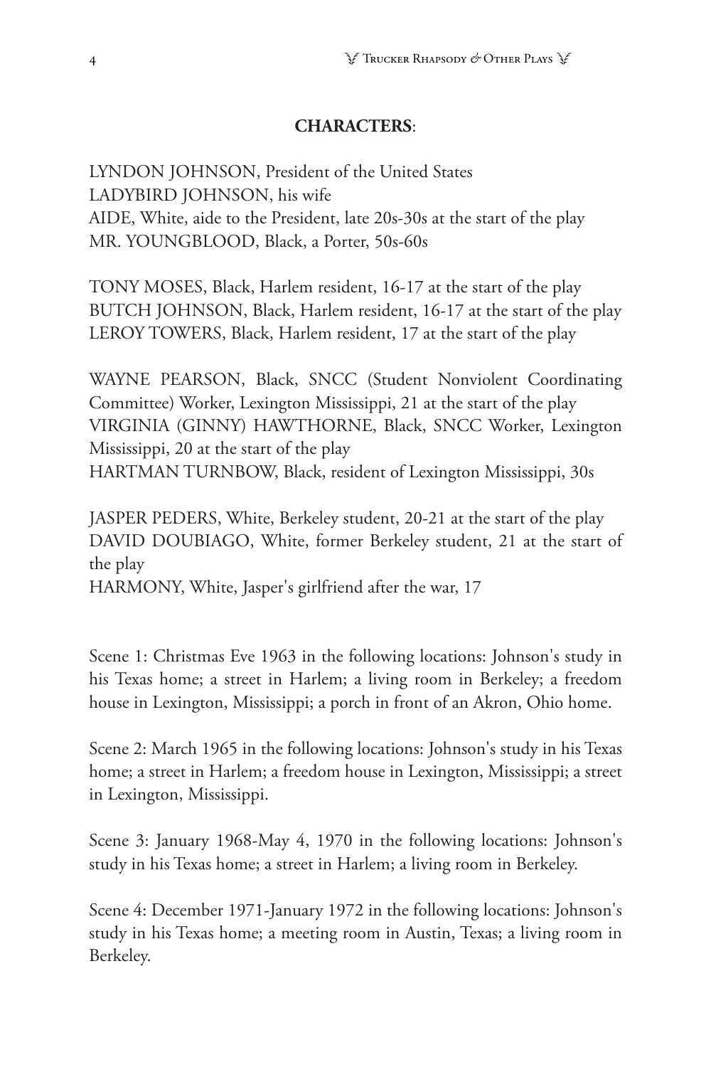**CHARACTERS**:

LYNDON JOHNSON, President of the United States
LADYBIRD JOHNSON, his wife
AIDE, White, aide to the President, late 20s-30s at the start of the play
MR. YOUNGBLOOD, Black, a Porter, 50s-60s

TONY MOSES, Black, Harlem resident, 16-17 at the start of the play
BUTCH JOHNSON, Black, Harlem resident, 16-17 at the start of the play
LEROY TOWERS, Black, Harlem resident, 17 at the start of the play

WAYNE PEARSON, Black, SNCC (Student Nonviolent Coordinating Committee) Worker, Lexington Mississippi, 21 at the start of the play
VIRGINIA (GINNY) HAWTHORNE, Black, SNCC Worker, Lexington Mississippi, 20 at the start of the play
HARTMAN TURNBOW, Black, resident of Lexington Mississippi, 30s

JASPER PEDERS, White, Berkeley student, 20-21 at the start of the play
DAVID DOUBIAGO, White, former Berkeley student, 21 at the start of the play
HARMONY, White, Jasper's girlfriend after the war, 17

Scene 1: Christmas Eve 1963 in the following locations: Johnson's study in his Texas home; a street in Harlem; a living room in Berkeley; a freedom house in Lexington, Mississippi; a porch in front of an Akron, Ohio home.

Scene 2: March 1965 in the following locations: Johnson's study in his Texas home; a street in Harlem; a freedom house in Lexington, Mississippi; a street in Lexington, Mississippi.

Scene 3: January 1968-May 4, 1970 in the following locations: Johnson's study in his Texas home; a street in Harlem; a living room in Berkeley.

Scene 4: December 1971-January 1972 in the following locations: Johnson's study in his Texas home; a meeting room in Austin, Texas; a living room in Berkeley.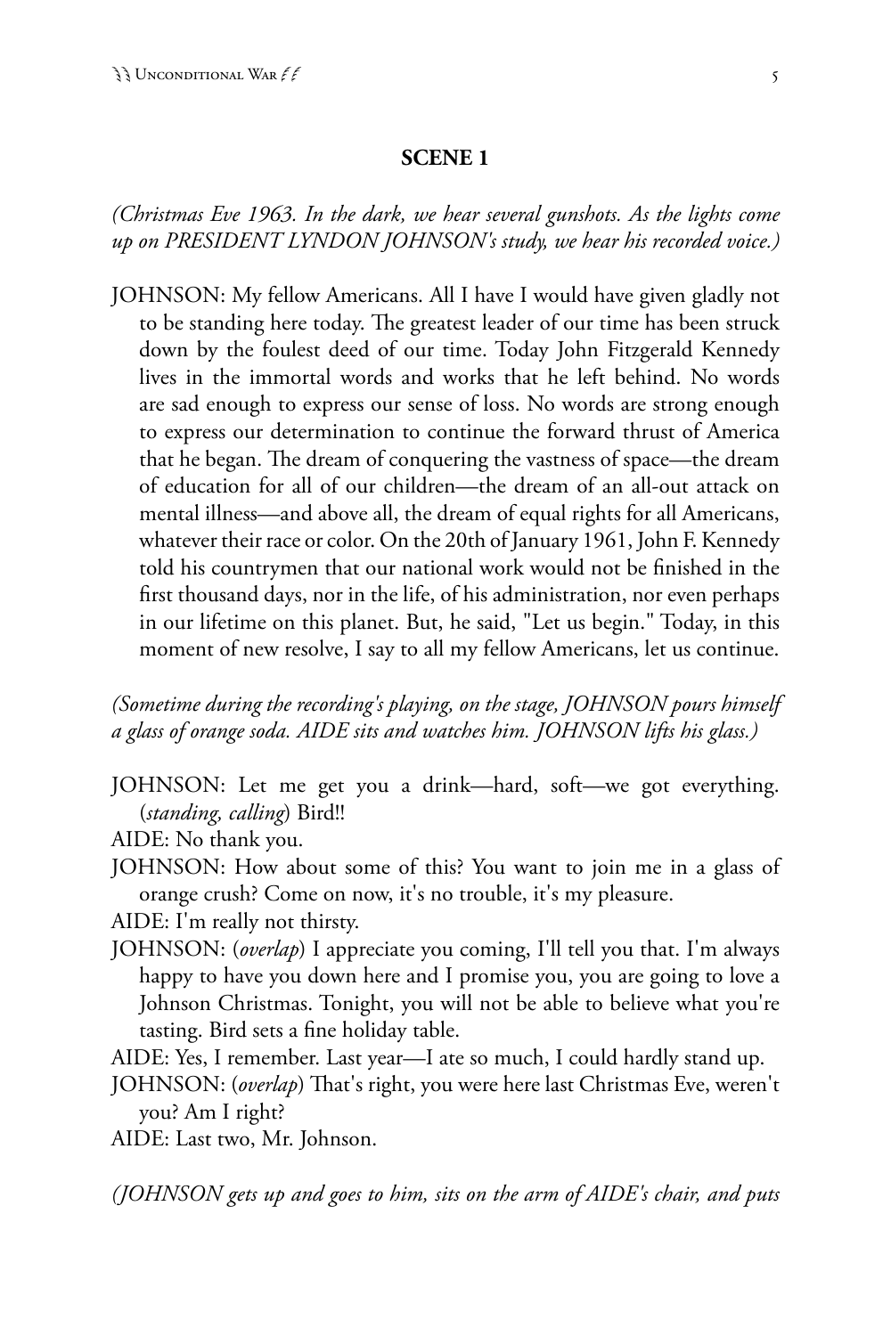## SCENE 1

*(Christmas Eve 1963. In the dark, we hear several gunshots. As the lights come up on PRESIDENT LYNDON JOHNSON's study, we hear his recorded voice.)*

JOHNSON: My fellow Americans. All I have I would have given gladly not to be standing here today. The greatest leader of our time has been struck down by the foulest deed of our time. Today John Fitzgerald Kennedy lives in the immortal words and works that he left behind. No words are sad enough to express our sense of loss. No words are strong enough to express our determination to continue the forward thrust of America that he began. The dream of conquering the vastness of space—the dream of education for all of our children—the dream of an all-out attack on mental illness—and above all, the dream of equal rights for all Americans, whatever their race or color. On the 20th of January 1961, John F. Kennedy told his countrymen that our national work would not be finished in the first thousand days, nor in the life, of his administration, nor even perhaps in our lifetime on this planet. But, he said, "Let us begin." Today, in this moment of new resolve, I say to all my fellow Americans, let us continue.

*(Sometime during the recording's playing, on the stage, JOHNSON pours himself a glass of orange soda. AIDE sits and watches him. JOHNSON lifts his glass.)*

JOHNSON: Let me get you a drink—hard, soft—we got everything. (*standing, calling*) Bird!!

AIDE: No thank you.

JOHNSON: How about some of this? You want to join me in a glass of orange crush? Come on now, it's no trouble, it's my pleasure.

AIDE: I'm really not thirsty.

JOHNSON: (*overlap*) I appreciate you coming, I'll tell you that. I'm always happy to have you down here and I promise you, you are going to love a Johnson Christmas. Tonight, you will not be able to believe what you're tasting. Bird sets a fine holiday table.

AIDE: Yes, I remember. Last year—I ate so much, I could hardly stand up.

JOHNSON: (*overlap*) That's right, you were here last Christmas Eve, weren't you? Am I right?

AIDE: Last two, Mr. Johnson.

*(JOHNSON gets up and goes to him, sits on the arm of AIDE's chair, and puts*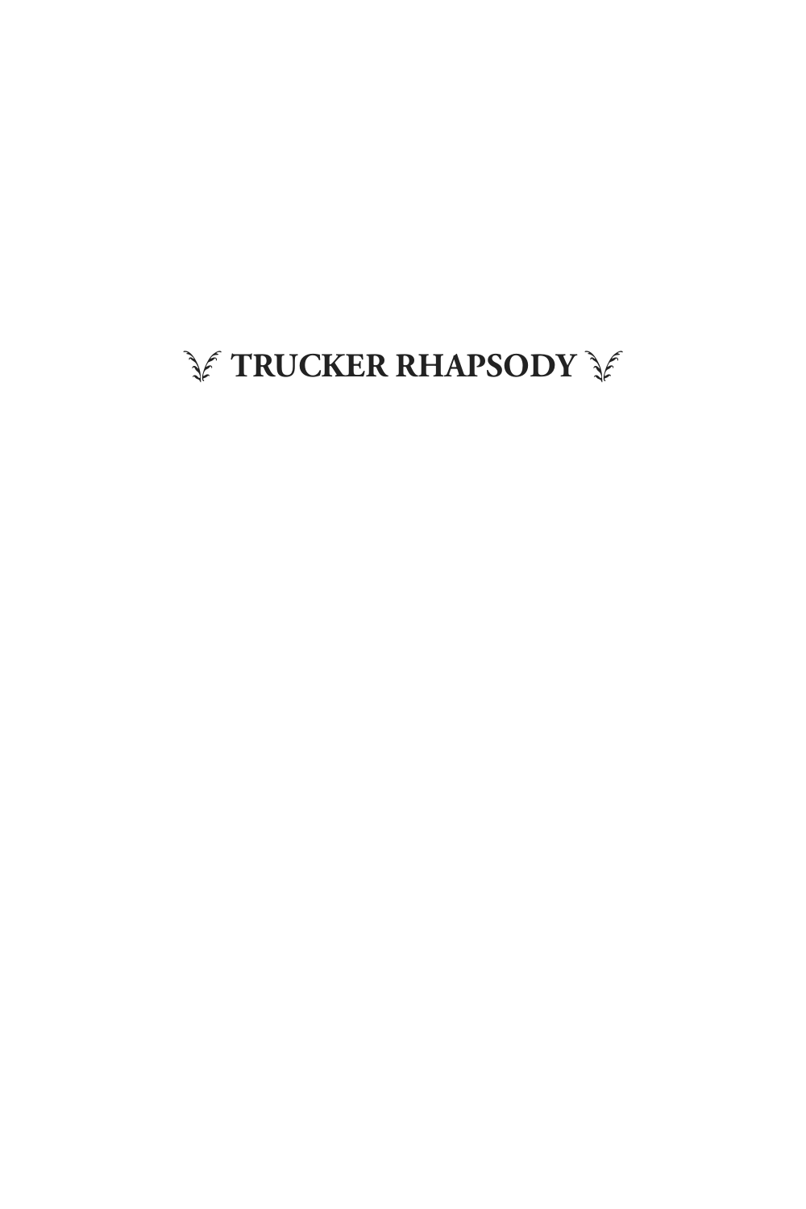# TRUCKER RHAPSODY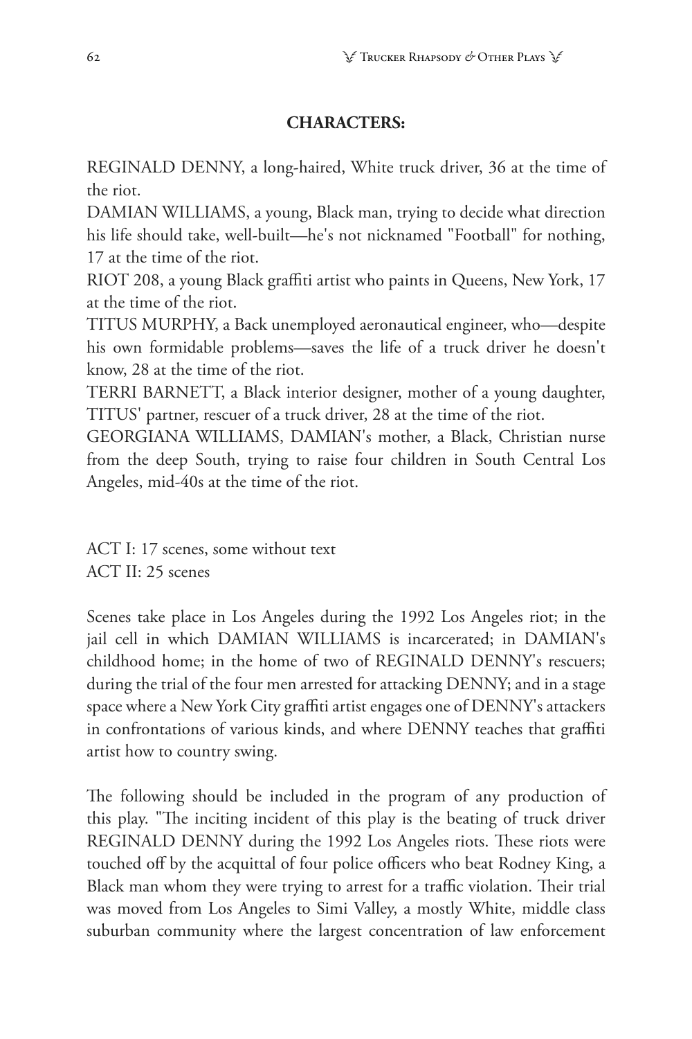**CHARACTERS:**

REGINALD DENNY, a long-haired, White truck driver, 36 at the time of the riot.
DAMIAN WILLIAMS, a young, Black man, trying to decide what direction his life should take, well-built—he's not nicknamed "Football" for nothing, 17 at the time of the riot.
RIOT 208, a young Black graffiti artist who paints in Queens, New York, 17 at the time of the riot.
TITUS MURPHY, a Back unemployed aeronautical engineer, who—despite his own formidable problems—saves the life of a truck driver he doesn't know, 28 at the time of the riot.
TERRI BARNETT, a Black interior designer, mother of a young daughter, TITUS' partner, rescuer of a truck driver, 28 at the time of the riot.
GEORGIANA WILLIAMS, DAMIAN's mother, a Black, Christian nurse from the deep South, trying to raise four children in South Central Los Angeles, mid-40s at the time of the riot.

ACT I: 17 scenes, some without text
ACT II: 25 scenes

Scenes take place in Los Angeles during the 1992 Los Angeles riot; in the jail cell in which DAMIAN WILLIAMS is incarcerated; in DAMIAN's childhood home; in the home of two of REGINALD DENNY's rescuers; during the trial of the four men arrested for attacking DENNY; and in a stage space where a New York City graffiti artist engages one of DENNY's attackers in confrontations of various kinds, and where DENNY teaches that graffiti artist how to country swing.

The following should be included in the program of any production of this play. "The inciting incident of this play is the beating of truck driver REGINALD DENNY during the 1992 Los Angeles riots. These riots were touched off by the acquittal of four police officers who beat Rodney King, a Black man whom they were trying to arrest for a traffic violation. Their trial was moved from Los Angeles to Simi Valley, a mostly White, middle class suburban community where the largest concentration of law enforcement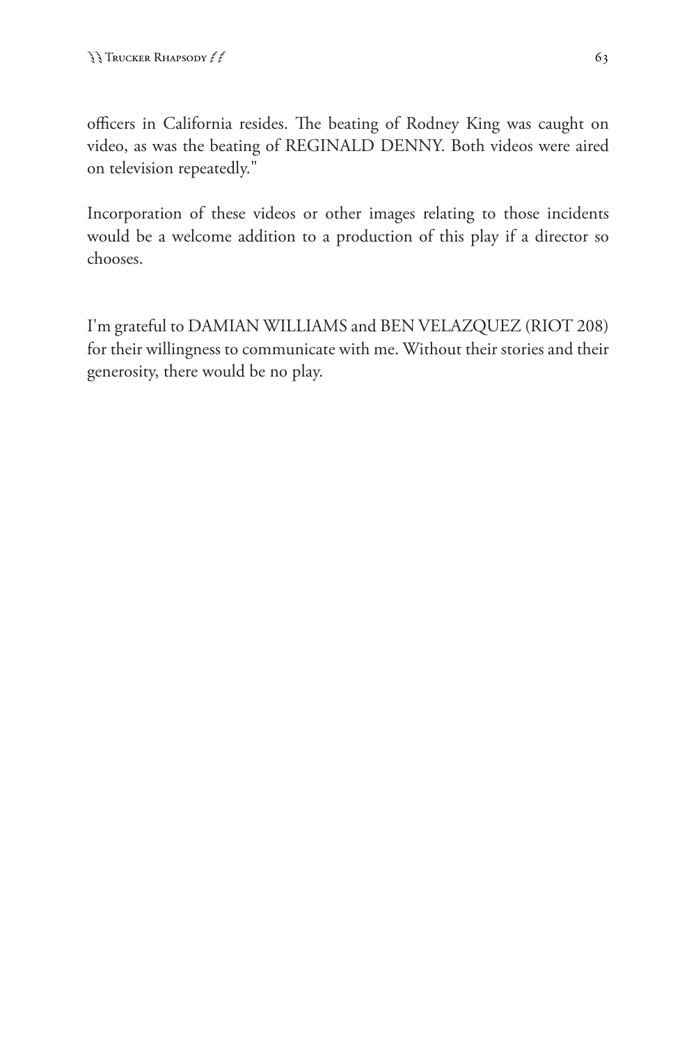officers in California resides. The beating of Rodney King was caught on video, as was the beating of REGINALD DENNY. Both videos were aired on television repeatedly."

Incorporation of these videos or other images relating to those incidents would be a welcome addition to a production of this play if a director so chooses.

I'm grateful to DAMIAN WILLIAMS and BEN VELAZQUEZ (RIOT 208) for their willingness to communicate with me. Without their stories and their generosity, there would be no play.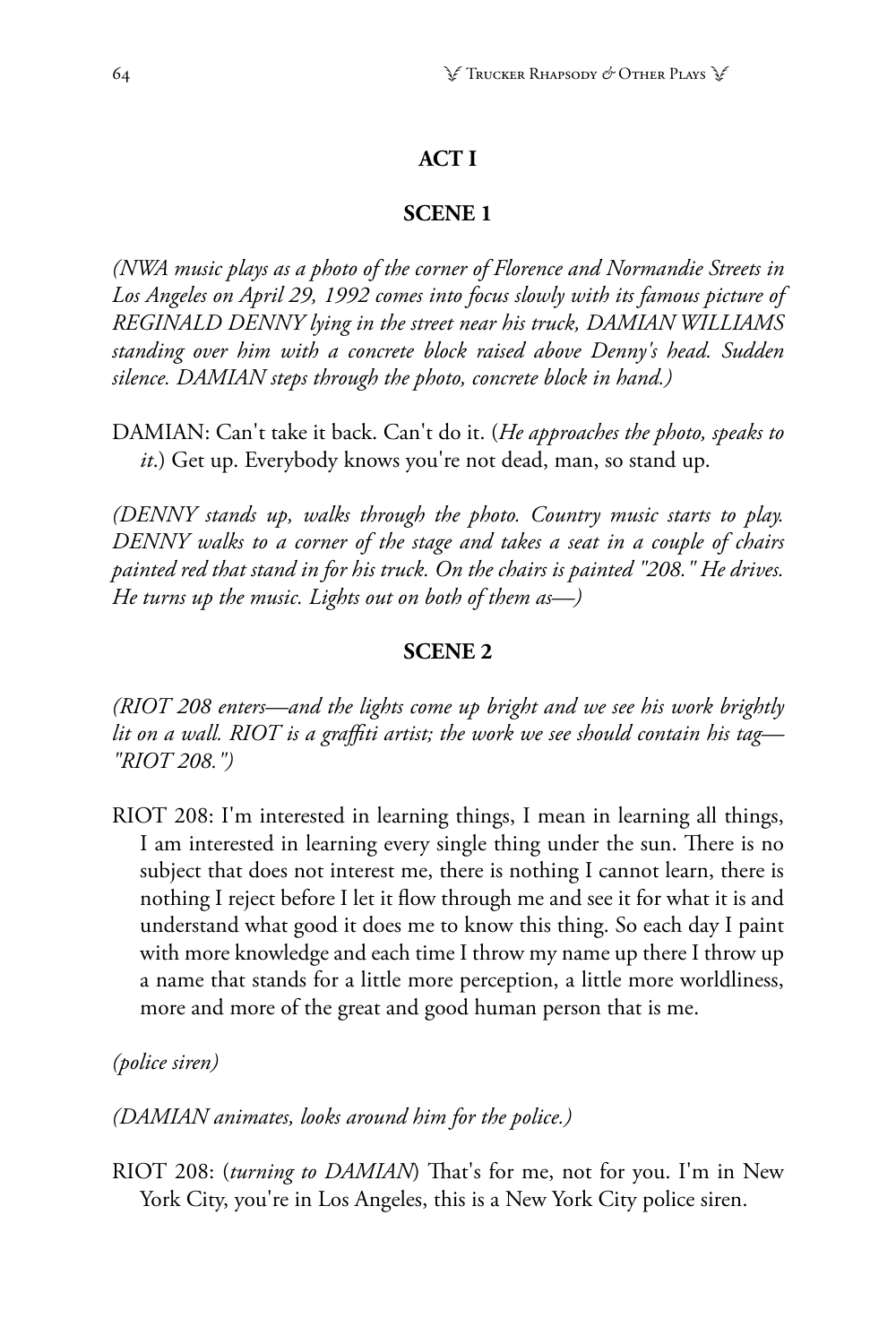## ACT I

### SCENE 1

*(NWA music plays as a photo of the corner of Florence and Normandie Streets in Los Angeles on April 29, 1992 comes into focus slowly with its famous picture of REGINALD DENNY lying in the street near his truck, DAMIAN WILLIAMS standing over him with a concrete block raised above Denny's head. Sudden silence. DAMIAN steps through the photo, concrete block in hand.)*

DAMIAN: Can't take it back. Can't do it. (*He approaches the photo, speaks to it.*) Get up. Everybody knows you're not dead, man, so stand up.

*(DENNY stands up, walks through the photo. Country music starts to play. DENNY walks to a corner of the stage and takes a seat in a couple of chairs painted red that stand in for his truck. On the chairs is painted "208." He drives. He turns up the music. Lights out on both of them as—)*

### SCENE 2

*(RIOT 208 enters—and the lights come up bright and we see his work brightly lit on a wall. RIOT is a graffiti artist; the work we see should contain his tag—"RIOT 208.")*

RIOT 208: I'm interested in learning things, I mean in learning all things, I am interested in learning every single thing under the sun. There is no subject that does not interest me, there is nothing I cannot learn, there is nothing I reject before I let it flow through me and see it for what it is and understand what good it does me to know this thing. So each day I paint with more knowledge and each time I throw my name up there I throw up a name that stands for a little more perception, a little more worldliness, more and more of the great and good human person that is me.

*(police siren)*

*(DAMIAN animates, looks around him for the police.)*

RIOT 208: (*turning to DAMIAN*) That's for me, not for you. I'm in New York City, you're in Los Angeles, this is a New York City police siren.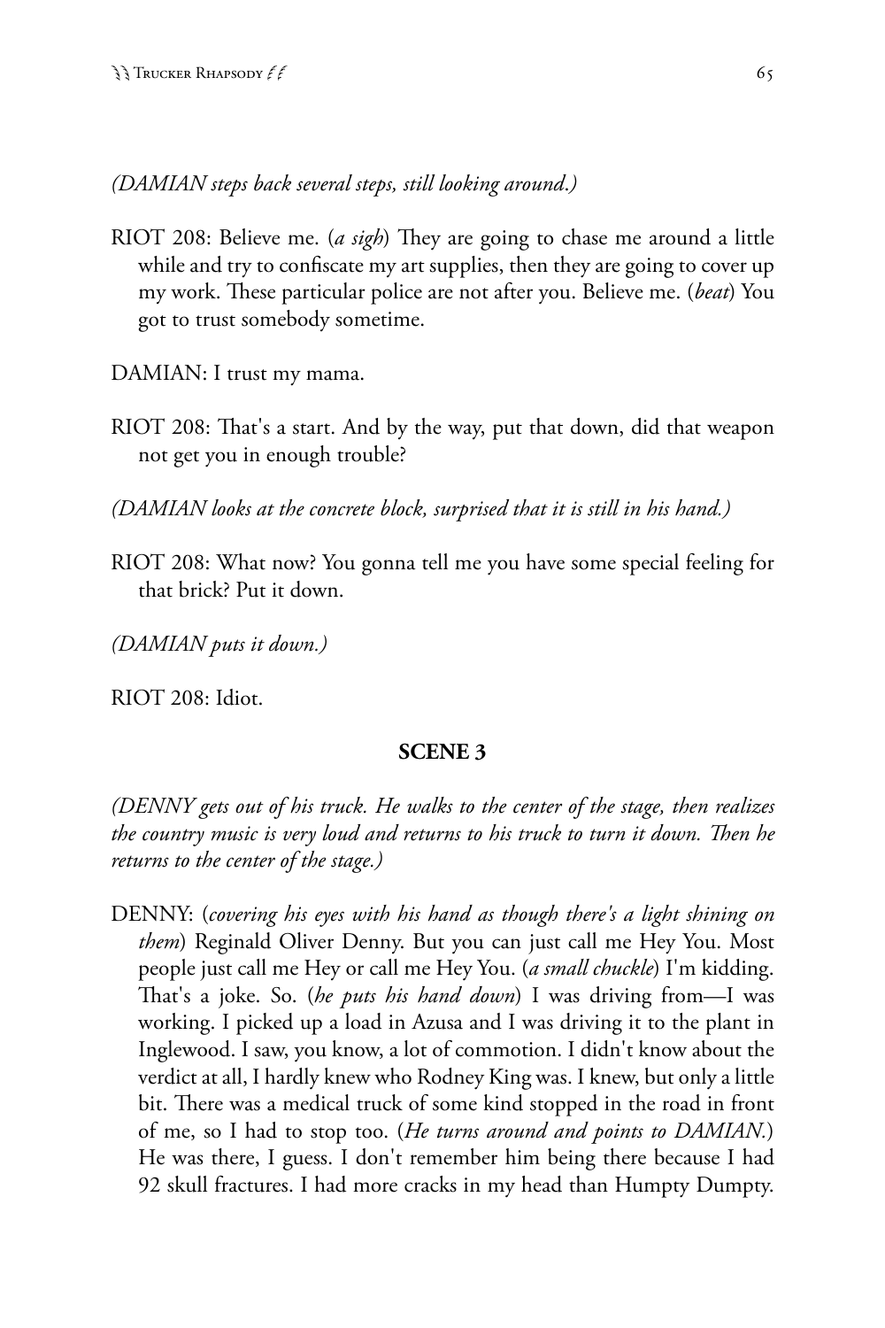*(DAMIAN steps back several steps, still looking around.)*

RIOT 208: Believe me. (*a sigh*) They are going to chase me around a little while and try to confiscate my art supplies, then they are going to cover up my work. These particular police are not after you. Believe me. (*beat*) You got to trust somebody sometime.

DAMIAN: I trust my mama.

RIOT 208: That's a start. And by the way, put that down, did that weapon not get you in enough trouble?

*(DAMIAN looks at the concrete block, surprised that it is still in his hand.)*

RIOT 208: What now? You gonna tell me you have some special feeling for that brick? Put it down.

*(DAMIAN puts it down.)*

RIOT 208: Idiot.

**SCENE 3**

*(DENNY gets out of his truck. He walks to the center of the stage, then realizes the country music is very loud and returns to his truck to turn it down. Then he returns to the center of the stage.)*

DENNY: (*covering his eyes with his hand as though there's a light shining on them*) Reginald Oliver Denny. But you can just call me Hey You. Most people just call me Hey or call me Hey You. (*a small chuckle*) I'm kidding. That's a joke. So. (*he puts his hand down*) I was driving from—I was working. I picked up a load in Azusa and I was driving it to the plant in Inglewood. I saw, you know, a lot of commotion. I didn't know about the verdict at all, I hardly knew who Rodney King was. I knew, but only a little bit. There was a medical truck of some kind stopped in the road in front of me, so I had to stop too. (*He turns around and points to DAMIAN.*) He was there, I guess. I don't remember him being there because I had 92 skull fractures. I had more cracks in my head than Humpty Dumpty.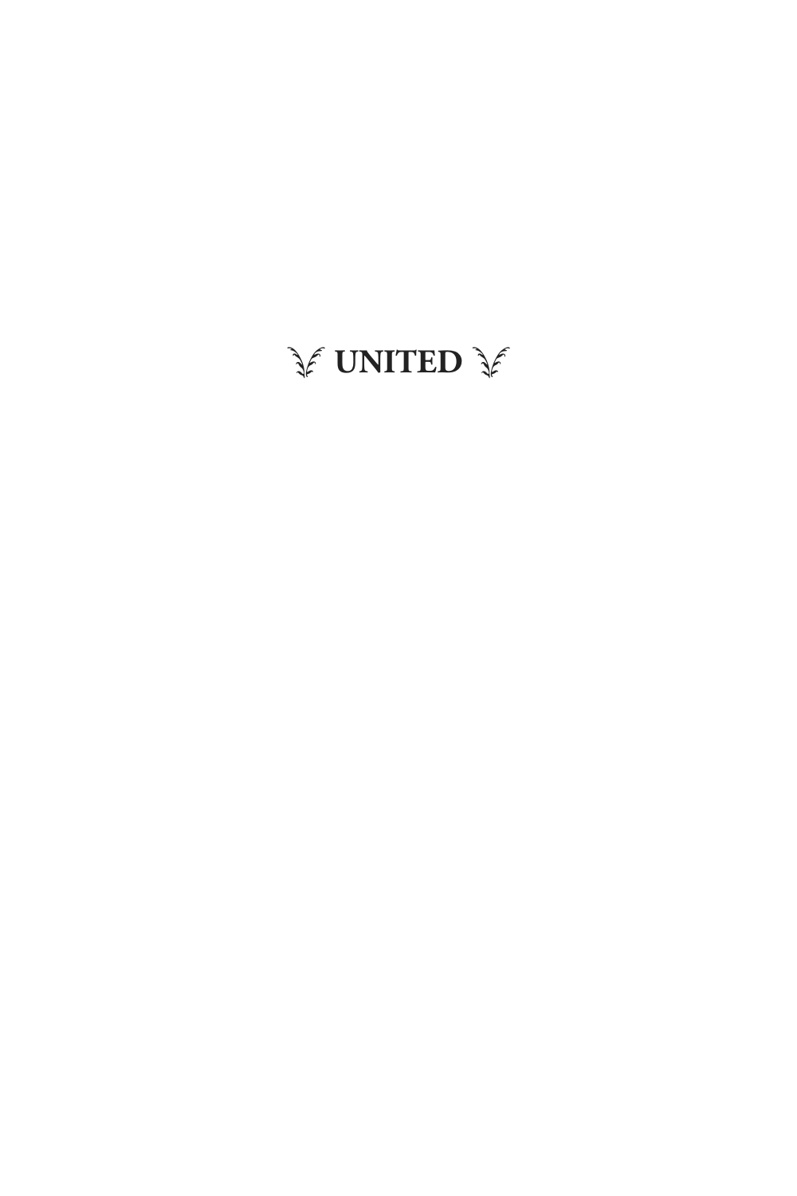# UNITED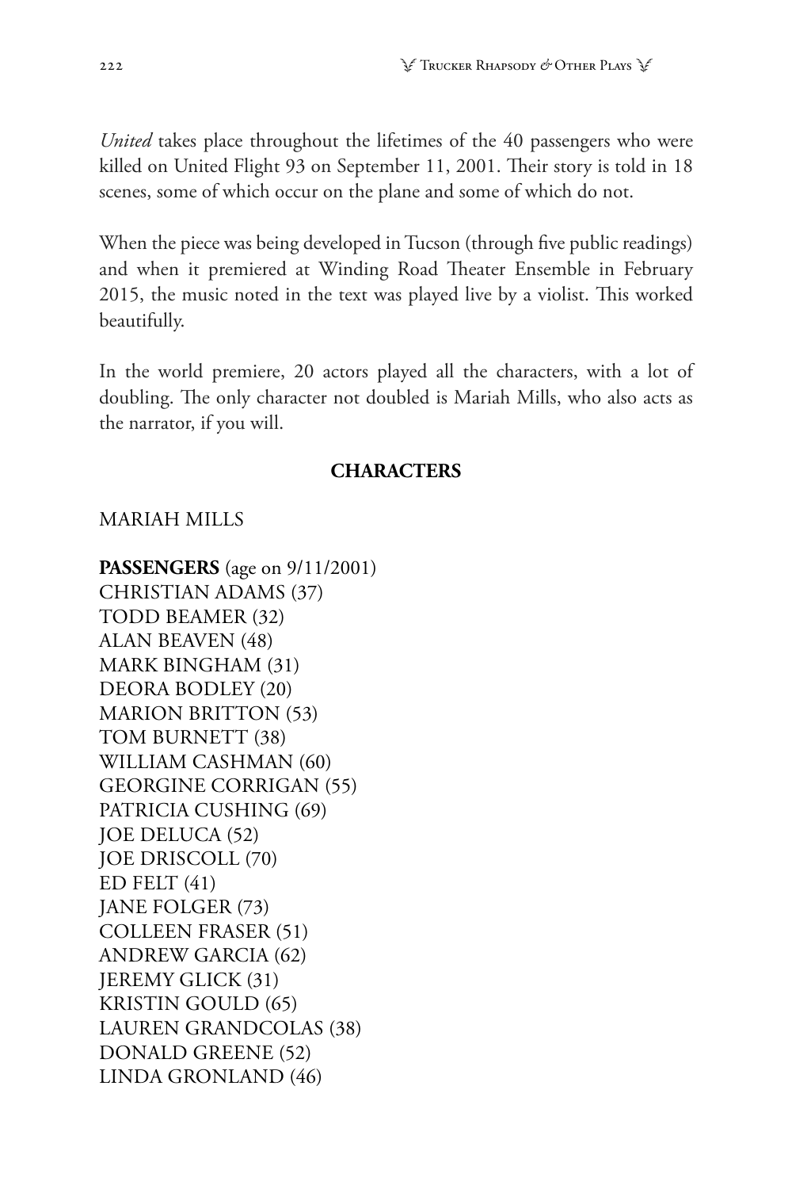*United* takes place throughout the lifetimes of the 40 passengers who were killed on United Flight 93 on September 11, 2001. Their story is told in 18 scenes, some of which occur on the plane and some of which do not.

When the piece was being developed in Tucson (through five public readings) and when it premiered at Winding Road Theater Ensemble in February 2015, the music noted in the text was played live by a violist. This worked beautifully.

In the world premiere, 20 actors played all the characters, with a lot of doubling. The only character not doubled is Mariah Mills, who also acts as the narrator, if you will.

**CHARACTERS**

MARIAH MILLS

**PASSENGERS** (age on 9/11/2001)
CHRISTIAN ADAMS (37)
TODD BEAMER (32)
ALAN BEAVEN (48)
MARK BINGHAM (31)
DEORA BODLEY (20)
MARION BRITTON (53)
TOM BURNETT (38)
WILLIAM CASHMAN (60)
GEORGINE CORRIGAN (55)
PATRICIA CUSHING (69)
JOE DELUCA (52)
JOE DRISCOLL (70)
ED FELT (41)
JANE FOLGER (73)
COLLEEN FRASER (51)
ANDREW GARCIA (62)
JEREMY GLICK (31)
KRISTIN GOULD (65)
LAUREN GRANDCOLAS (38)
DONALD GREENE (52)
LINDA GRONLAND (46)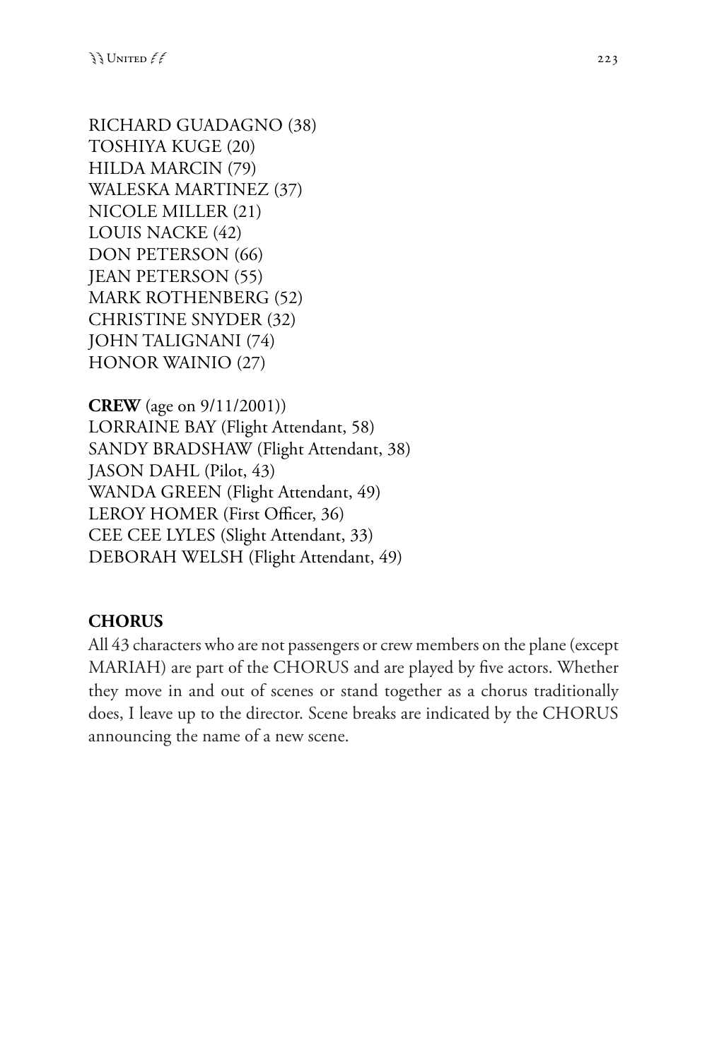RICHARD GUADAGNO (38)
TOSHIYA KUGE (20)
HILDA MARCIN (79)
WALESKA MARTINEZ (37)
NICOLE MILLER (21)
LOUIS NACKE (42)
DON PETERSON (66)
JEAN PETERSON (55)
MARK ROTHENBERG (52)
CHRISTINE SNYDER (32)
JOHN TALIGNANI (74)
HONOR WAINIO (27)

**CREW** (age on 9/11/2001))
LORRAINE BAY (Flight Attendant, 58)
SANDY BRADSHAW (Flight Attendant, 38)
JASON DAHL (Pilot, 43)
WANDA GREEN (Flight Attendant, 49)
LEROY HOMER (First Officer, 36)
CEE CEE LYLES (Slight Attendant, 33)
DEBORAH WELSH (Flight Attendant, 49)

**CHORUS**

All 43 characters who are not passengers or crew members on the plane (except MARIAH) are part of the CHORUS and are played by five actors. Whether they move in and out of scenes or stand together as a chorus traditionally does, I leave up to the director. Scene breaks are indicated by the CHORUS announcing the name of a new scene.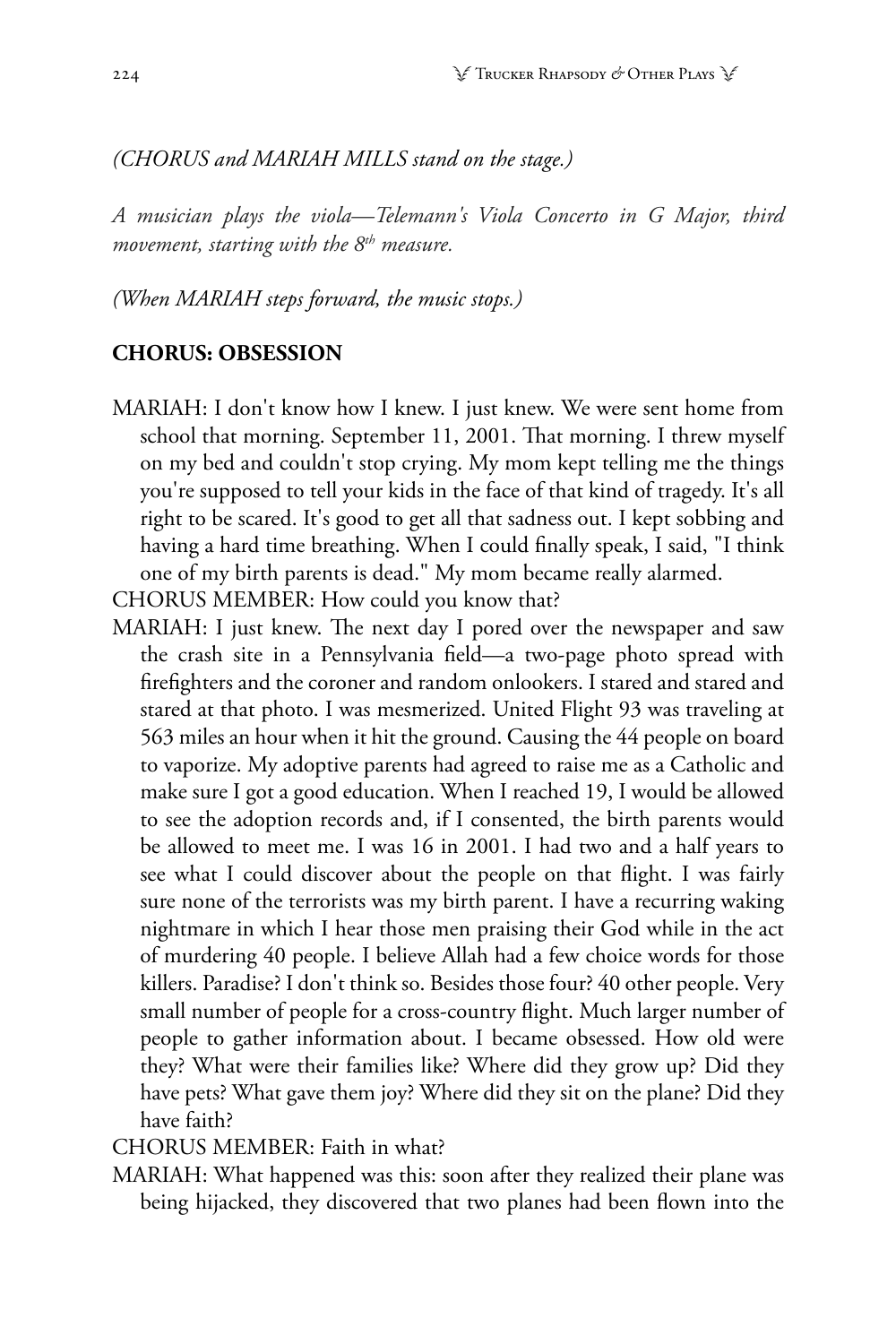*(CHORUS and MARIAH MILLS stand on the stage.)*

*A musician plays the viola—Telemann's Viola Concerto in G Major, third movement, starting with the 8th measure.*

*(When MARIAH steps forward, the music stops.)*

**CHORUS: OBSESSION**

MARIAH: I don't know how I knew. I just knew. We were sent home from school that morning. September 11, 2001. That morning. I threw myself on my bed and couldn't stop crying. My mom kept telling me the things you're supposed to tell your kids in the face of that kind of tragedy. It's all right to be scared. It's good to get all that sadness out. I kept sobbing and having a hard time breathing. When I could finally speak, I said, "I think one of my birth parents is dead." My mom became really alarmed.

CHORUS MEMBER: How could you know that?

MARIAH: I just knew. The next day I pored over the newspaper and saw the crash site in a Pennsylvania field—a two-page photo spread with firefighters and the coroner and random onlookers. I stared and stared and stared at that photo. I was mesmerized. United Flight 93 was traveling at 563 miles an hour when it hit the ground. Causing the 44 people on board to vaporize. My adoptive parents had agreed to raise me as a Catholic and make sure I got a good education. When I reached 19, I would be allowed to see the adoption records and, if I consented, the birth parents would be allowed to meet me. I was 16 in 2001. I had two and a half years to see what I could discover about the people on that flight. I was fairly sure none of the terrorists was my birth parent. I have a recurring waking nightmare in which I hear those men praising their God while in the act of murdering 40 people. I believe Allah had a few choice words for those killers. Paradise? I don't think so. Besides those four? 40 other people. Very small number of people for a cross-country flight. Much larger number of people to gather information about. I became obsessed. How old were they? What were their families like? Where did they grow up? Did they have pets? What gave them joy? Where did they sit on the plane? Did they have faith?

CHORUS MEMBER: Faith in what?

MARIAH: What happened was this: soon after they realized their plane was being hijacked, they discovered that two planes had been flown into the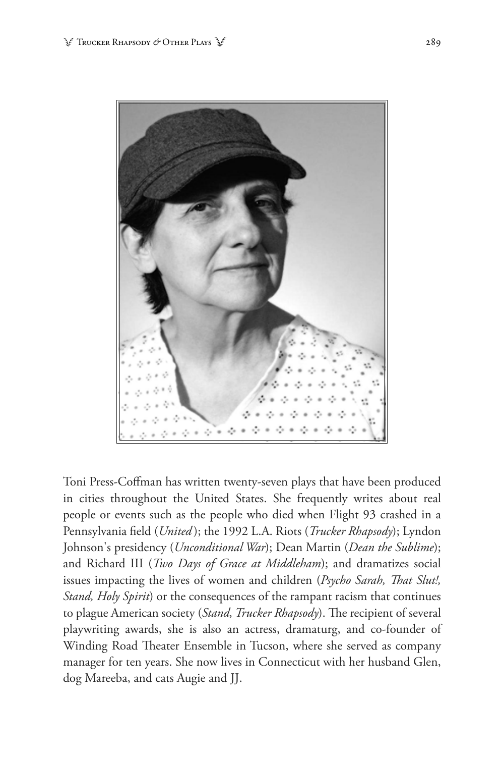Toni Press-Coffman has written twenty-seven plays that have been produced in cities throughout the United States. She frequently writes about real people or events such as the people who died when Flight 93 crashed in a Pennsylvania field (*United*); the 1992 L.A. Riots (*Trucker Rhapsody*); Lyndon Johnson's presidency (*Unconditional War*); Dean Martin (*Dean the Sublime*); and Richard III (*Two Days of Grace at Middleham*); and dramatizes social issues impacting the lives of women and children (*Psycho Sarah, That Slut!, Stand, Holy Spirit*) or the consequences of the rampant racism that continues to plague American society (*Stand, Trucker Rhapsody*). The recipient of several playwriting awards, she is also an actress, dramaturg, and co-founder of Winding Road Theater Ensemble in Tucson, where she served as company manager for ten years. She now lives in Connecticut with her husband Glen, dog Mareeba, and cats Augie and JJ.